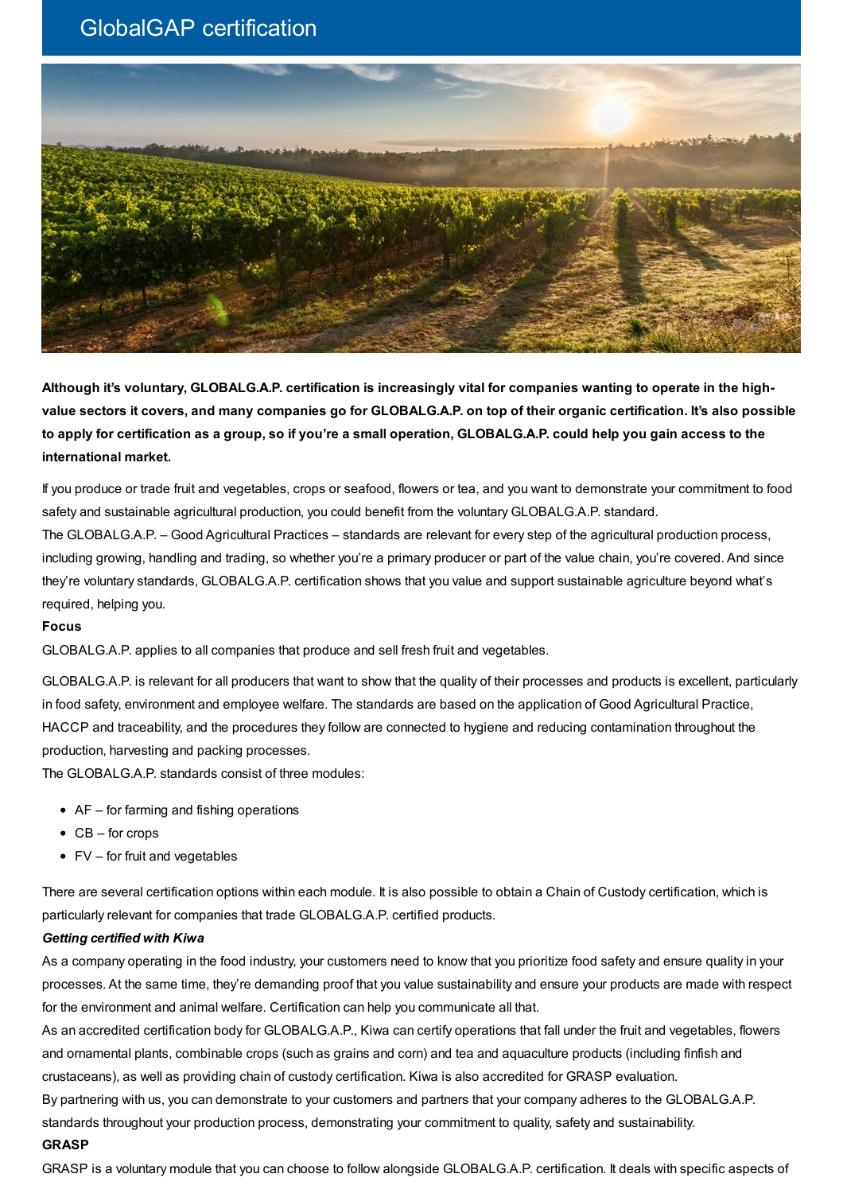# GlobalGAP certification

**Although it's voluntary, GLOBALG.A.P. certification is increasingly vital for companies wanting to operate in the high-value sectors it covers, and many companies go for GLOBALG.A.P. on top of their organic certification. It's also possible to apply for certification as a group, so if you're a small operation, GLOBALG.A.P. could help you gain access to the international market.**

If you produce or trade fruit and vegetables, crops or seafood, flowers or tea, and you want to demonstrate your commitment to food safety and sustainable agricultural production, you could benefit from the voluntary GLOBALG.A.P. standard.
The GLOBALG.A.P. – Good Agricultural Practices – standards are relevant for every step of the agricultural production process, including growing, handling and trading, so whether you're a primary producer or part of the value chain, you're covered. And since they're voluntary standards, GLOBALG.A.P. certification shows that you value and support sustainable agriculture beyond what's required, helping you.

**Focus**

GLOBALG.A.P. applies to all companies that produce and sell fresh fruit and vegetables.

GLOBALG.A.P. is relevant for all producers that want to show that the quality of their processes and products is excellent, particularly in food safety, environment and employee welfare. The standards are based on the application of Good Agricultural Practice, HACCP and traceability, and the procedures they follow are connected to hygiene and reducing contamination throughout the production, harvesting and packing processes.
The GLOBALG.A.P. standards consist of three modules:

- AF – for farming and fishing operations
- CB – for crops
- FV – for fruit and vegetables

There are several certification options within each module. It is also possible to obtain a Chain of Custody certification, which is particularly relevant for companies that trade GLOBALG.A.P. certified products.

***Getting certified with Kiwa***

As a company operating in the food industry, your customers need to know that you prioritize food safety and ensure quality in your processes. At the same time, they're demanding proof that you value sustainability and ensure your products are made with respect for the environment and animal welfare. Certification can help you communicate all that.
As an accredited certification body for GLOBALG.A.P., Kiwa can certify operations that fall under the fruit and vegetables, flowers and ornamental plants, combinable crops (such as grains and corn) and tea and aquaculture products (including finfish and crustaceans), as well as providing chain of custody certification. Kiwa is also accredited for GRASP evaluation.
By partnering with us, you can demonstrate to your customers and partners that your company adheres to the GLOBALG.A.P. standards throughout your production process, demonstrating your commitment to quality, safety and sustainability.

**GRASP**

GRASP is a voluntary module that you can choose to follow alongside GLOBALG.A.P. certification. It deals with specific aspects of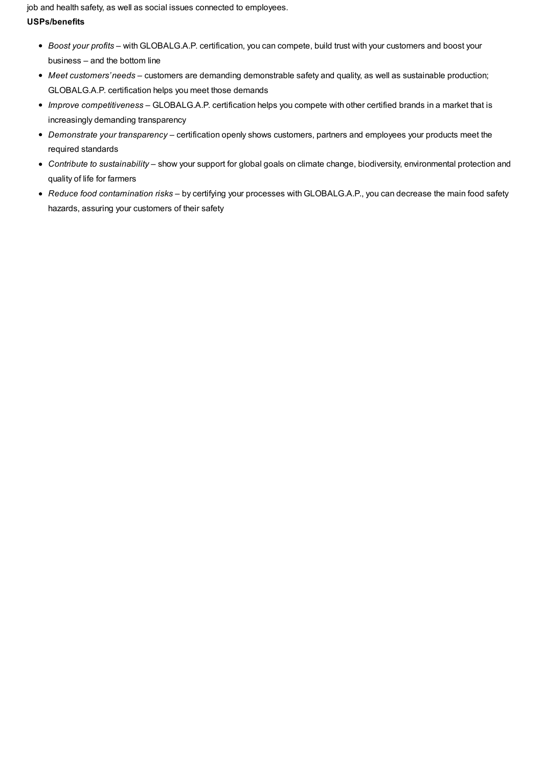job and health safety, as well as social issues connected to employees.

**USPs/benefits**

- *Boost your profits* – with GLOBALG.A.P. certification, you can compete, build trust with your customers and boost your business – and the bottom line
- *Meet customers' needs* – customers are demanding demonstrable safety and quality, as well as sustainable production; GLOBALG.A.P. certification helps you meet those demands
- *Improve competitiveness* – GLOBALG.A.P. certification helps you compete with other certified brands in a market that is increasingly demanding transparency
- *Demonstrate your transparency* – certification openly shows customers, partners and employees your products meet the required standards
- *Contribute to sustainability* – show your support for global goals on climate change, biodiversity, environmental protection and quality of life for farmers
- *Reduce food contamination risks* – by certifying your processes with GLOBALG.A.P., you can decrease the main food safety hazards, assuring your customers of their safety